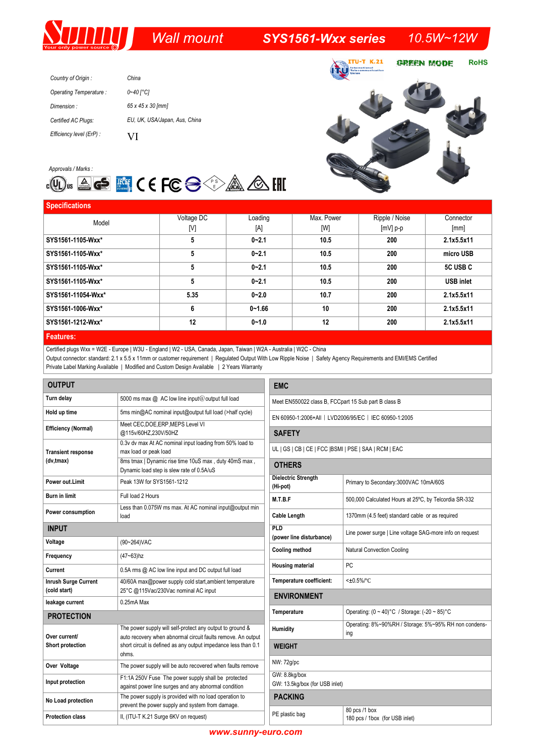# Sunny — Wall mount — SYS1561-Wxx series — 10.5W~12W

ITU-T K.21 | GREEN MODE | RoHS

| | |
|---|---|
| *Country of Origin :* | *China* |
| *Operating Temperature :* | *0~40 [°C]* |
| *Dimension :* | *65 x 45 x 30 [mm]* |
| *Certified AC Plugs:* | *EU, UK, USA/Japan, Aus, China* |
| *Efficiency level (ErP) :* | VI |

*Approvals / Marks :*

## Specifications

| Model | Voltage DC [V] | Loading [A] | Max. Power [W] | Ripple / Noise [mV] p-p | Connector [mm] |
|---|---|---|---|---|---|
| **SYS1561-1105-Wxx*** | **5** | **0~2.1** | **10.5** | **200** | **2.1x5.5x11** |
| **SYS1561-1105-Wxx*** | **5** | **0~2.1** | **10.5** | **200** | **micro USB** |
| **SYS1561-1105-Wxx*** | **5** | **0~2.1** | **10.5** | **200** | **5C USB C** |
| **SYS1561-1105-Wxx*** | **5** | **0~2.1** | **10.5** | **200** | **USB inlet** |
| **SYS1561-11054-Wxx*** | **5.35** | **0~2.0** | **10.7** | **200** | **2.1x5.5x11** |
| **SYS1561-1006-Wxx*** | **6** | **0~1.66** | **10** | **200** | **2.1x5.5x11** |
| **SYS1561-1212-Wxx*** | **12** | **0~1.0** | **12** | **200** | **2.1x5.5x11** |

## Features:

Certified plugs Wxx = W2E - Europe | W3U - England | W2 - USA, Canada, Japan, Taiwan | W2A - Australia | W2C - China
Output connector: standard: 2.1 x 5.5 x 11mm or customer requirement | Regulated Output With Low Ripple Noise | Safety Agency Requirements and EMI/EMS Certified
Private Label Marking Available | Modified and Custom Design Available | 2 Years Warranty

## OUTPUT

| | |
|---|---|
| **Turn delay** | 5000 ms max @ AC low line input@output full load |
| **Hold up time** | 5ms min@AC nominal input@output full load (>half cycle) |
| **Efficiency (Normal)** | Meet CEC,DOE,ERP,MEPS Level VI @115v/60HZ,230V/50HZ |
| **Transient response (dv,tmax)** | 0.3v dv max At AC nominal input loading from 50% load to max load or peak load<br>8ms tmax \| Dynamic rise time 10uS max , duty 40mS max , Dynamic load step is slew rate of 0.5A/uS |
| **Power out.Limit** | Peak 13W for SYS1561-1212 |
| **Burn in limit** | Full load 2 Hours |
| **Power consumption** | Less than 0.075W ms max. At AC nominal input@output min load |

## INPUT

| | |
|---|---|
| **Voltage** | (90~264)VAC |
| **Frequency** | (47~63)hz |
| **Current** | 0.5A rms @ AC low line input and DC output full load |
| **Inrush Surge Current (cold start)** | 40/60A max@power supply cold start,ambient temperature 25°C @115Vac/230Vac nominal AC input |
| **leakage current** | 0.25mA Max |

## PROTECTION

| | |
|---|---|
| **Over current/ Short protection** | The power supply will self-protect any output to ground & auto recovery when abnormal circuit faults remove. An output short circuit is defined as any output impedance less than 0.1 ohms. |
| **Over Voltage** | The power supply will be auto recovered when faults remove |
| **Input protection** | F1:1A 250V Fuse The power supply shall be protected against power line surges and any abnormal condition |
| **No Load protection** | The power supply is provided with no load operation to prevent the power supply and system from damage. |
| **Protection class** | II, (ITU-T K.21 Surge 6KV on request) |

## EMC

Meet EN550022 class B, FCCpart 15 Sub part B class B

EN 60950-1:2006+All | LVD2006/95/EC | IEC 60950-1:2005

## SAFETY

UL | GS | CB | CE | FCC |BSMI | PSE | SAA | RCM | EAC

## OTHERS

| | |
|---|---|
| **Dielectric Strength (Hi-pot)** | Primary to Secondary:3000VAC 10mA/60S |
| **M.T.B.F** | 500,000 Calculated Hours at 25°C, by Telcordia SR-332 |
| **Cable Length** | 1370mm (4.5 feet) standard cable or as required |
| **PLD (power line disturbance)** | Line power surge \| Line voltage SAG-more info on request |
| **Cooling method** | Natural Convection Cooling |
| **Housing material** | PC |
| **Temperature coefficient:** | <±0.5%/°C |

## ENVIRONMENT

| | |
|---|---|
| **Temperature** | Operating: (0 ~ 40)°C / Storage: (-20 ~ 85)°C |
| **Humidity** | Operating: 8%~90%RH / Storage: 5%~95% RH non condensing |

## WEIGHT

NW: 72g/pc

GW: 8.8kg/box
GW: 13.5kg/box (for USB inlet)

## PACKING

| | |
|---|---|
| PE plastic bag | 80 pcs /1 box<br>180 pcs / 1box (for USB inlet) |

www.sunny-euro.com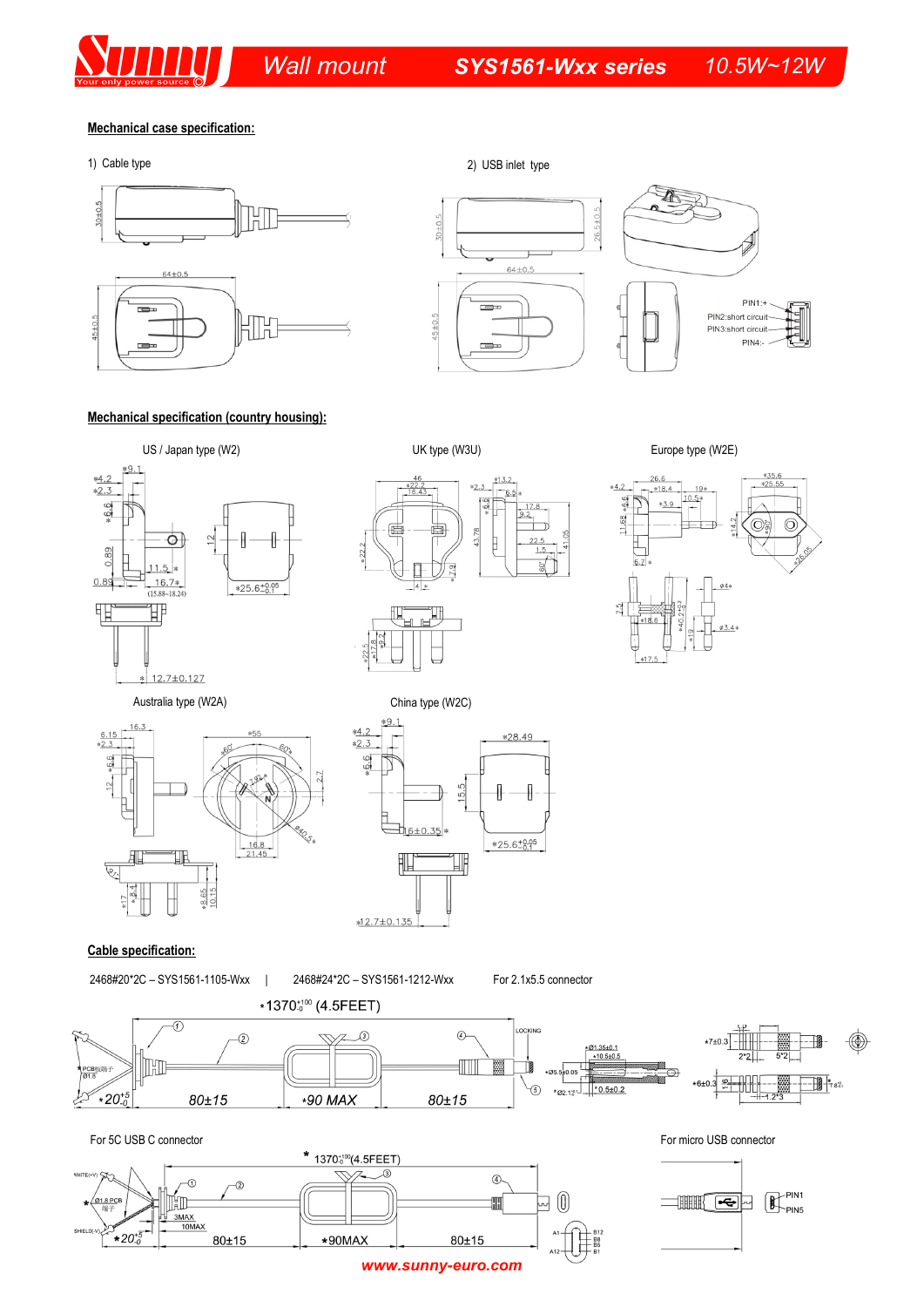**Wall mount** **SYS1561-Wxx series** **10.5W~12W**

## Mechanical case specification:

1) Cable type

2) USB inlet type

PIN1:+
PIN2:short circuit
PIN3:short circuit
PIN4:-

## Mechanical specification (country housing):

US / Japan type (W2)

UK type (W3U)

Europe type (W2E)

Australia type (W2A)

China type (W2C)

## Cable specification:

2468#20*2C – SYS1561-1105-Wxx | 2468#24*2C – SYS1561-1212-Wxx

For 2.1x5.5 connector

*1370$^{+100}_{-0}$ (4.5FEET)

80±15 *90 MAX 80±15

For 5C USB C connector

* 1370$^{+100}_{-0}$(4.5FEET)

80±15 *90MAX 80±15

For micro USB connector

PIN1
PIN5

www.sunny-euro.com